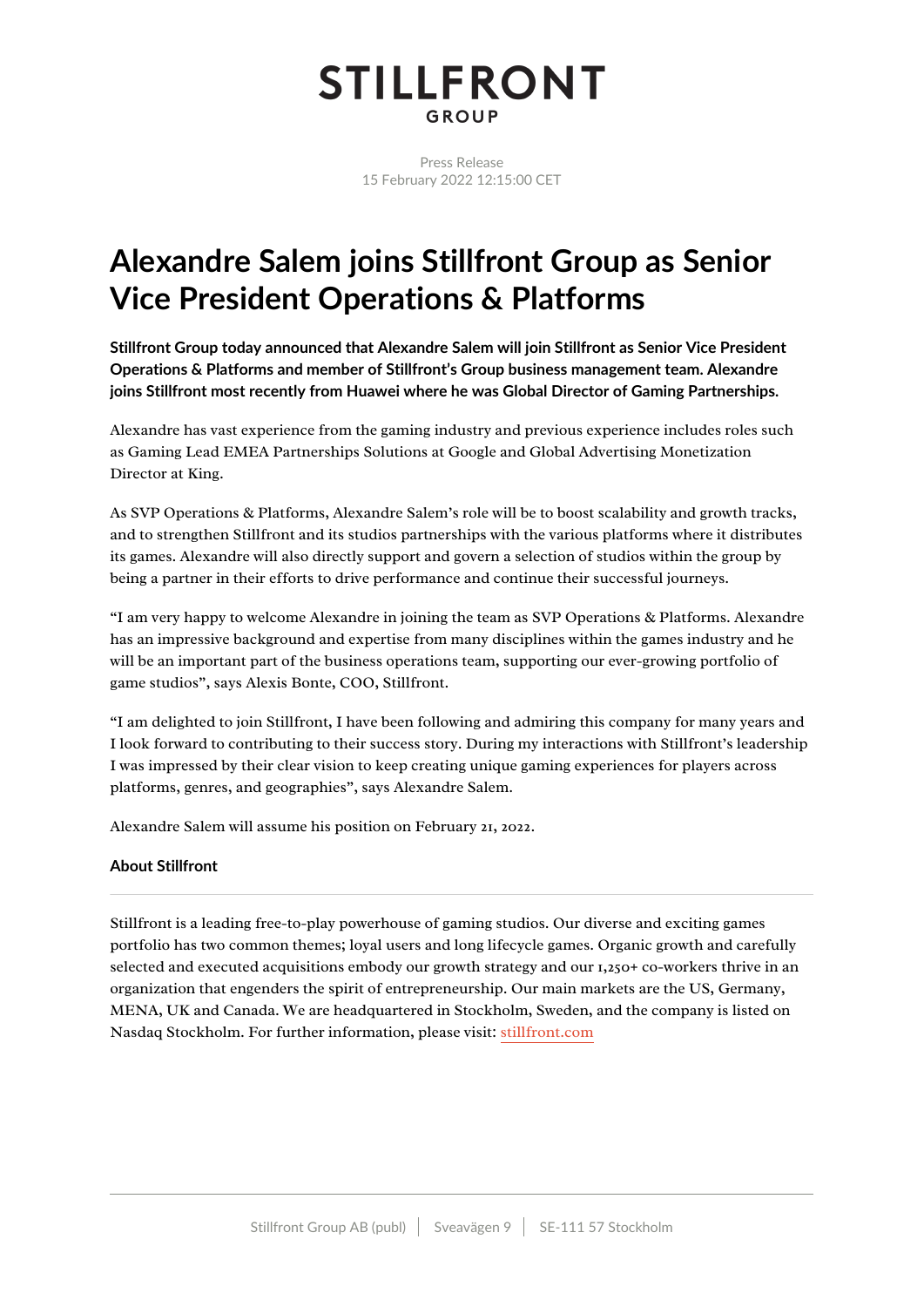STILLFRONT
GROUP

Press Release
15 February 2022 12:15:00 CET

# Alexandre Salem joins Stillfront Group as Senior Vice President Operations & Platforms

**Stillfront Group today announced that Alexandre Salem will join Stillfront as Senior Vice President Operations & Platforms and member of Stillfront's Group business management team. Alexandre joins Stillfront most recently from Huawei where he was Global Director of Gaming Partnerships.**

Alexandre has vast experience from the gaming industry and previous experience includes roles such as Gaming Lead EMEA Partnerships Solutions at Google and Global Advertising Monetization Director at King.

As SVP Operations & Platforms, Alexandre Salem's role will be to boost scalability and growth tracks, and to strengthen Stillfront and its studios partnerships with the various platforms where it distributes its games. Alexandre will also directly support and govern a selection of studios within the group by being a partner in their efforts to drive performance and continue their successful journeys.

"I am very happy to welcome Alexandre in joining the team as SVP Operations & Platforms. Alexandre has an impressive background and expertise from many disciplines within the games industry and he will be an important part of the business operations team, supporting our ever-growing portfolio of game studios", says Alexis Bonte, COO, Stillfront.

"I am delighted to join Stillfront, I have been following and admiring this company for many years and I look forward to contributing to their success story. During my interactions with Stillfront's leadership I was impressed by their clear vision to keep creating unique gaming experiences for players across platforms, genres, and geographies", says Alexandre Salem.

Alexandre Salem will assume his position on February 21, 2022.

### About Stillfront

Stillfront is a leading free-to-play powerhouse of gaming studios. Our diverse and exciting games portfolio has two common themes; loyal users and long lifecycle games. Organic growth and carefully selected and executed acquisitions embody our growth strategy and our 1,250+ co-workers thrive in an organization that engenders the spirit of entrepreneurship. Our main markets are the US, Germany, MENA, UK and Canada. We are headquartered in Stockholm, Sweden, and the company is listed on Nasdaq Stockholm. For further information, please visit: stillfront.com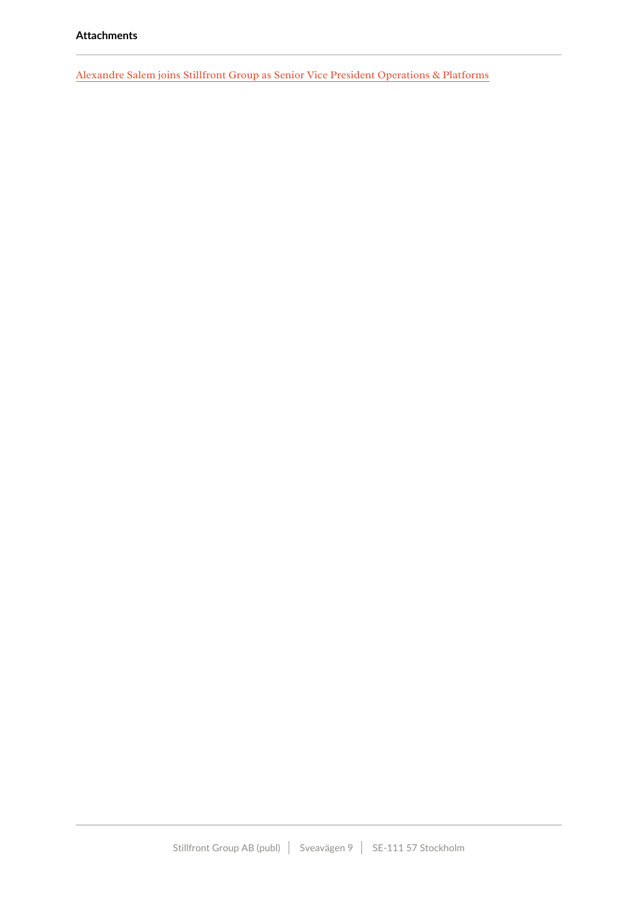**Attachments**

Alexandre Salem joins Stillfront Group as Senior Vice President Operations & Platforms